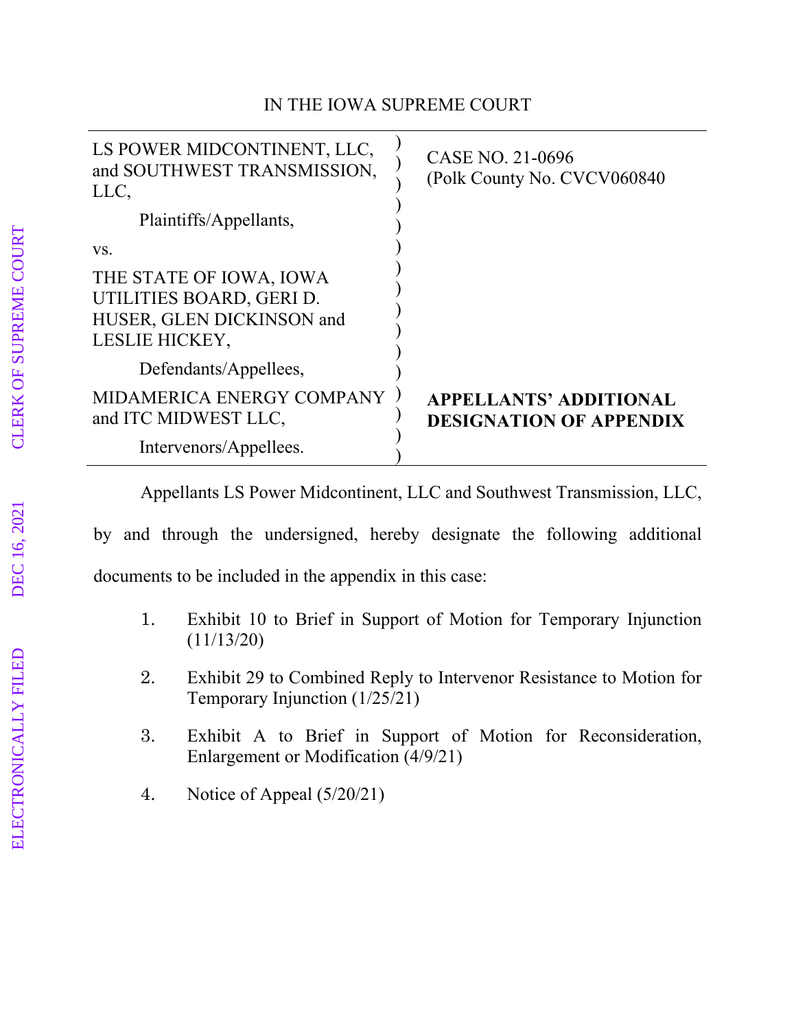IN THE IOWA SUPREME COURT

| | | |
|---|---|---|
| LS POWER MIDCONTINENT, LLC, and SOUTHWEST TRANSMISSION, LLC,<br><br>Plaintiffs/Appellants,<br><br>vs.<br><br>THE STATE OF IOWA, IOWA UTILITIES BOARD, GERI D. HUSER, GLEN DICKINSON and LESLIE HICKEY,<br><br>Defendants/Appellees,<br><br>MIDAMERICA ENERGY COMPANY and ITC MIDWEST LLC,<br><br>Intervenors/Appellees. | ) | CASE NO. 21-0696<br>(Polk County No. CVCV060840<br><br>**APPELLANTS' ADDITIONAL DESIGNATION OF APPENDIX** |

Appellants LS Power Midcontinent, LLC and Southwest Transmission, LLC, by and through the undersigned, hereby designate the following additional documents to be included in the appendix in this case:

1. Exhibit 10 to Brief in Support of Motion for Temporary Injunction (11/13/20)

2. Exhibit 29 to Combined Reply to Intervenor Resistance to Motion for Temporary Injunction (1/25/21)

3. Exhibit A to Brief in Support of Motion for Reconsideration, Enlargement or Modification (4/9/21)

4. Notice of Appeal (5/20/21)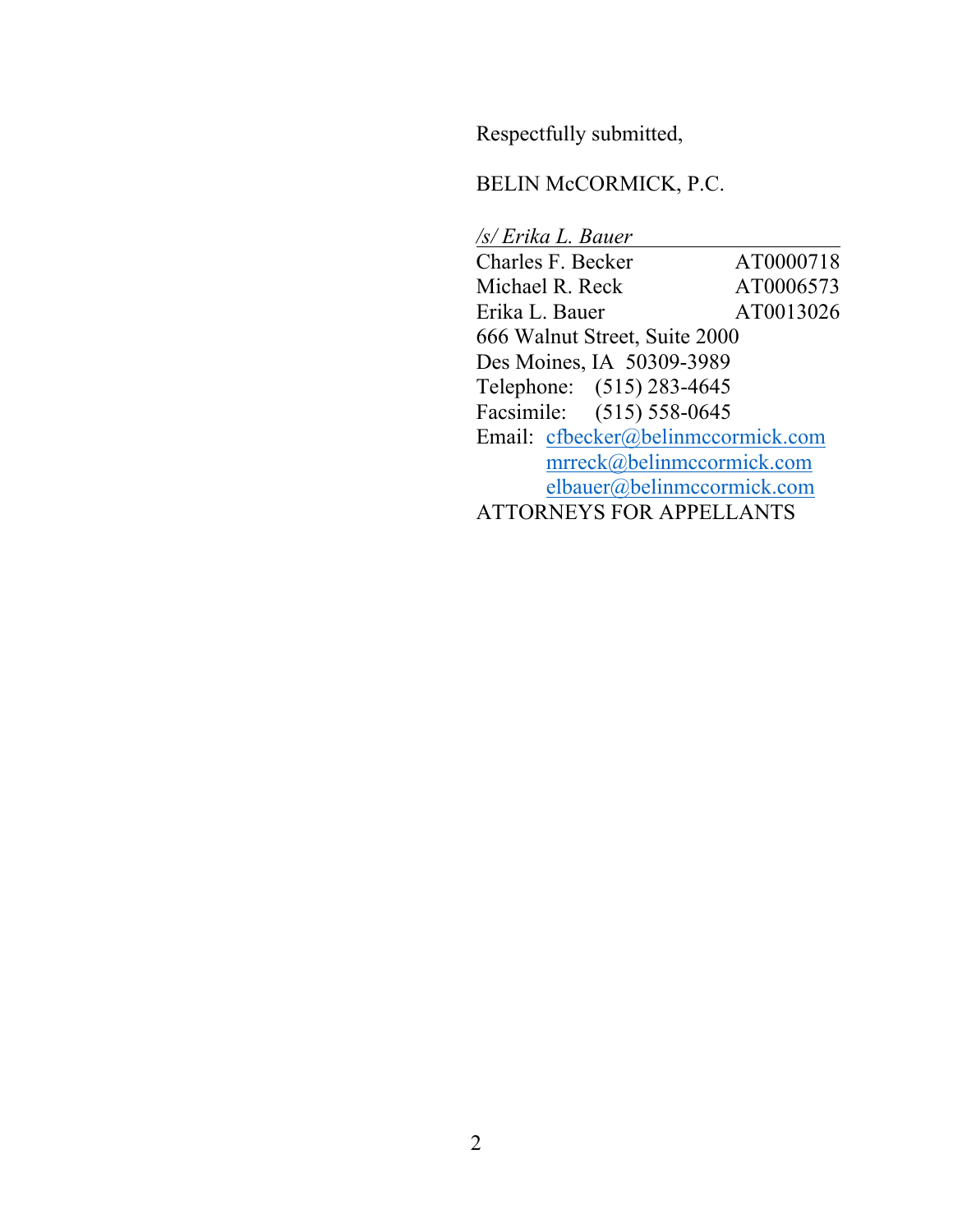Respectfully submitted,

BELIN McCORMICK, P.C.

*/s/ Erika L. Bauer*

Charles F. Becker AT0000718
Michael R. Reck AT0006573
Erika L. Bauer AT0013026
666 Walnut Street, Suite 2000
Des Moines, IA 50309-3989
Telephone: (515) 283-4645
Facsimile: (515) 558-0645
Email: cfbecker@belinmccormick.com
mrreck@belinmccormick.com
elbauer@belinmccormick.com
ATTORNEYS FOR APPELLANTS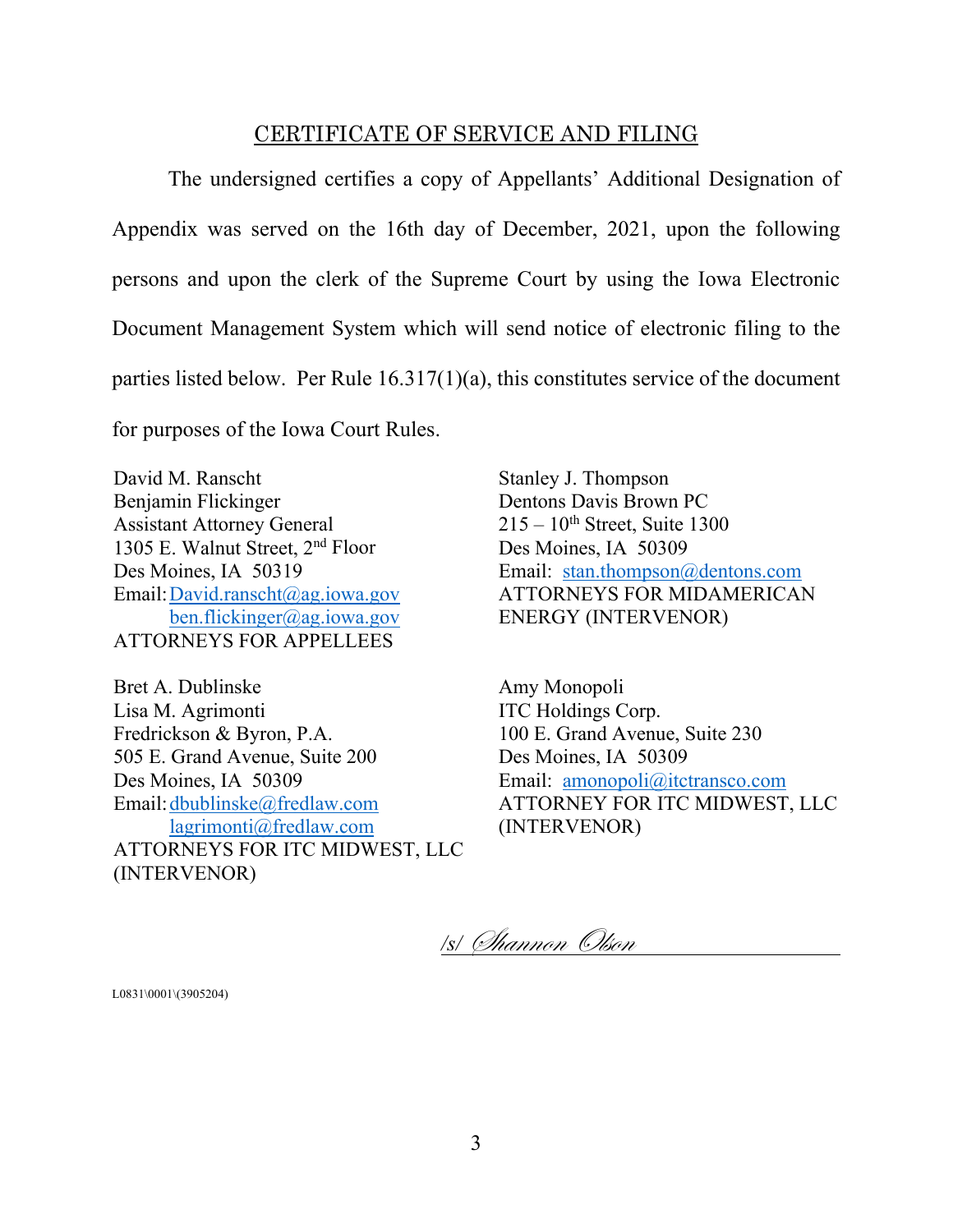## CERTIFICATE OF SERVICE AND FILING

The undersigned certifies a copy of Appellants' Additional Designation of Appendix was served on the 16th day of December, 2021, upon the following persons and upon the clerk of the Supreme Court by using the Iowa Electronic Document Management System which will send notice of electronic filing to the parties listed below. Per Rule 16.317(1)(a), this constitutes service of the document for purposes of the Iowa Court Rules.

David M. Ranscht
Benjamin Flickinger
Assistant Attorney General
1305 E. Walnut Street, 2nd Floor
Des Moines, IA 50319
Email: David.ranscht@ag.iowa.gov
ben.flickinger@ag.iowa.gov
ATTORNEYS FOR APPELLEES

Stanley J. Thompson
Dentons Davis Brown PC
215 – 10th Street, Suite 1300
Des Moines, IA 50309
Email: stan.thompson@dentons.com
ATTORNEYS FOR MIDAMERICAN ENERGY (INTERVENOR)

Bret A. Dublinske
Lisa M. Agrimonti
Fredrickson & Byron, P.A.
505 E. Grand Avenue, Suite 200
Des Moines, IA 50309
Email: dbublinske@fredlaw.com
lagrimonti@fredlaw.com
ATTORNEYS FOR ITC MIDWEST, LLC (INTERVENOR)

Amy Monopoli
ITC Holdings Corp.
100 E. Grand Avenue, Suite 230
Des Moines, IA 50309
Email: amonopoli@itctransco.com
ATTORNEY FOR ITC MIDWEST, LLC (INTERVENOR)

/s/ Shannon Olson

L0831\0001\(3905204)